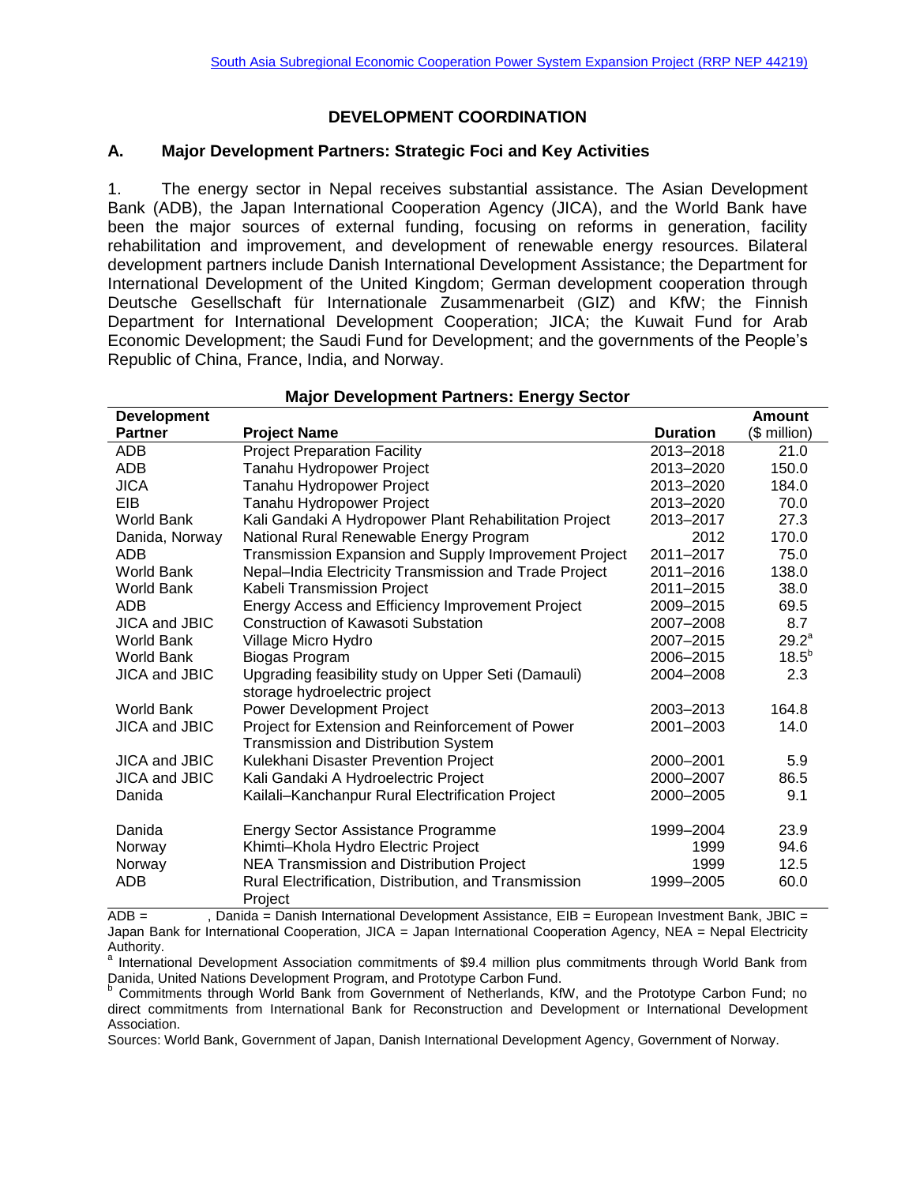# DEVELOPMENT COORDINATION

## A. Major Development Partners: Strategic Foci and Key Activities

1. The energy sector in Nepal receives substantial assistance. The Asian Development Bank (ADB), the Japan International Cooperation Agency (JICA), and the World Bank have been the major sources of external funding, focusing on reforms in generation, facility rehabilitation and improvement, and development of renewable energy resources. Bilateral development partners include Danish International Development Assistance; the Department for International Development of the United Kingdom; German development cooperation through Deutsche Gesellschaft für Internationale Zusammenarbeit (GIZ) and KfW; the Finnish Department for International Development Cooperation; JICA; the Kuwait Fund for Arab Economic Development; the Saudi Fund for Development; and the governments of the People's Republic of China, France, India, and Norway.

**Major Development Partners: Energy Sector**

| Development Partner | Project Name | Duration | Amount ($ million) |
|---|---|---|---|
| ADB | Project Preparation Facility | 2013–2018 | 21.0 |
| ADB | Tanahu Hydropower Project | 2013–2020 | 150.0 |
| JICA | Tanahu Hydropower Project | 2013–2020 | 184.0 |
| EIB | Tanahu Hydropower Project | 2013–2020 | 70.0 |
| World Bank | Kali Gandaki A Hydropower Plant Rehabilitation Project | 2013–2017 | 27.3 |
| Danida, Norway | National Rural Renewable Energy Program | 2012 | 170.0 |
| ADB | Transmission Expansion and Supply Improvement Project | 2011–2017 | 75.0 |
| World Bank | Nepal–India Electricity Transmission and Trade Project | 2011–2016 | 138.0 |
| World Bank | Kabeli Transmission Project | 2011–2015 | 38.0 |
| ADB | Energy Access and Efficiency Improvement Project | 2009–2015 | 69.5 |
| JICA and JBIC | Construction of Kawasoti Substation | 2007–2008 | 8.7 |
| World Bank | Village Micro Hydro | 2007–2015 | 29.2[a] |
| World Bank | Biogas Program | 2006–2015 | 18.5[b] |
| JICA and JBIC | Upgrading feasibility study on Upper Seti (Damauli) storage hydroelectric project | 2004–2008 | 2.3 |
| World Bank | Power Development Project | 2003–2013 | 164.8 |
| JICA and JBIC | Project for Extension and Reinforcement of Power Transmission and Distribution System | 2001–2003 | 14.0 |
| JICA and JBIC | Kulekhani Disaster Prevention Project | 2000–2001 | 5.9 |
| JICA and JBIC | Kali Gandaki A Hydroelectric Project | 2000–2007 | 86.5 |
| Danida | Kailali–Kanchanpur Rural Electrification Project | 2000–2005 | 9.1 |
| Danida | Energy Sector Assistance Programme | 1999–2004 | 23.9 |
| Norway | Khimti–Khola Hydro Electric Project | 1999 | 94.6 |
| Norway | NEA Transmission and Distribution Project | 1999 | 12.5 |
| ADB | Rural Electrification, Distribution, and Transmission Project | 1999–2005 | 60.0 |

ADB = , Danida = Danish International Development Assistance, EIB = European Investment Bank, JBIC = Japan Bank for International Cooperation, JICA = Japan International Cooperation Agency, NEA = Nepal Electricity Authority.

[a] International Development Association commitments of $9.4 million plus commitments through World Bank from Danida, United Nations Development Program, and Prototype Carbon Fund.

[b] Commitments through World Bank from Government of Netherlands, KfW, and the Prototype Carbon Fund; no direct commitments from International Bank for Reconstruction and Development or International Development Association.

Sources: World Bank, Government of Japan, Danish International Development Agency, Government of Norway.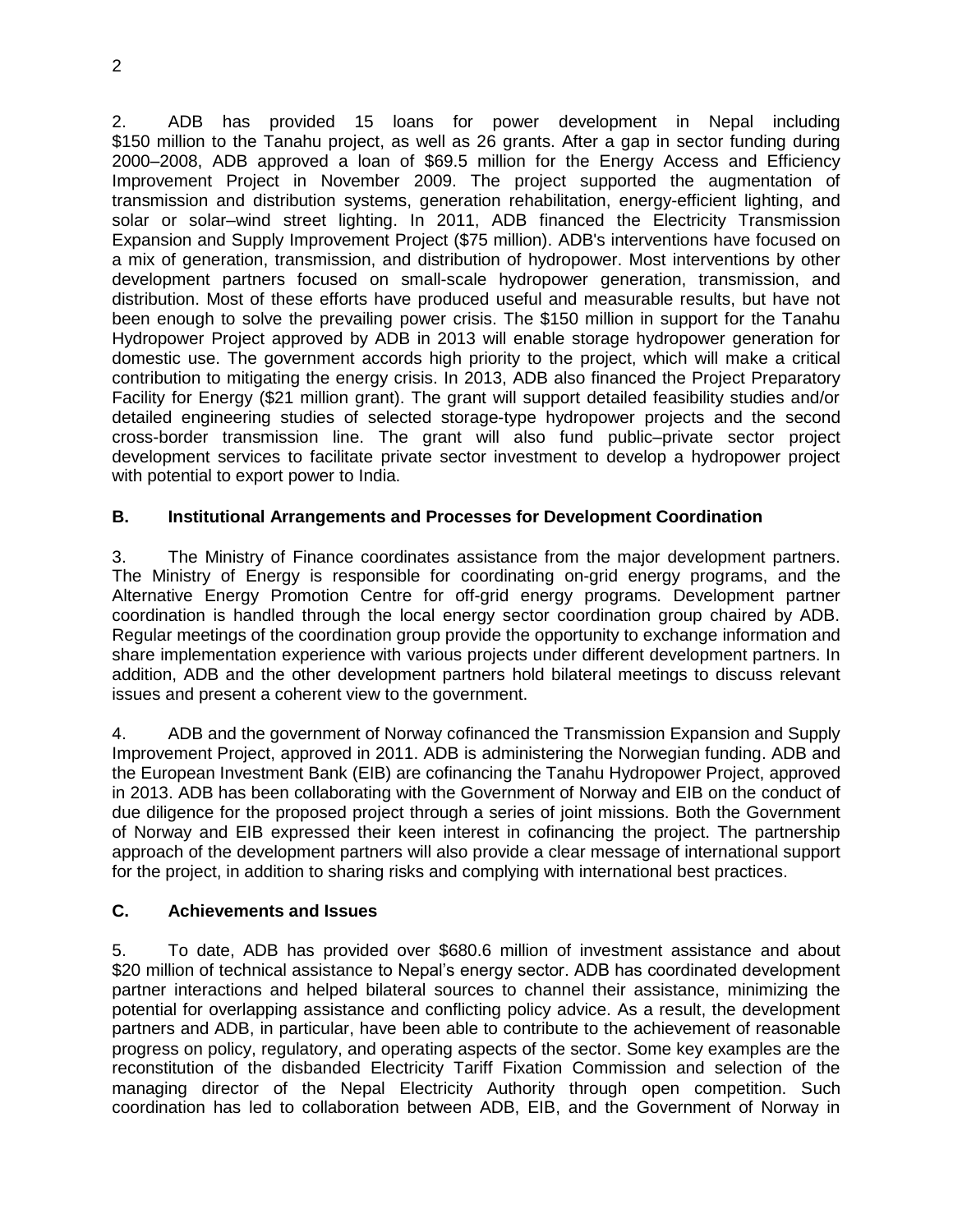2. ADB has provided 15 loans for power development in Nepal including $150 million to the Tanahu project, as well as 26 grants. After a gap in sector funding during 2000–2008, ADB approved a loan of $69.5 million for the Energy Access and Efficiency Improvement Project in November 2009. The project supported the augmentation of transmission and distribution systems, generation rehabilitation, energy-efficient lighting, and solar or solar–wind street lighting. In 2011, ADB financed the Electricity Transmission Expansion and Supply Improvement Project ($75 million). ADB's interventions have focused on a mix of generation, transmission, and distribution of hydropower. Most interventions by other development partners focused on small-scale hydropower generation, transmission, and distribution. Most of these efforts have produced useful and measurable results, but have not been enough to solve the prevailing power crisis. The $150 million in support for the Tanahu Hydropower Project approved by ADB in 2013 will enable storage hydropower generation for domestic use. The government accords high priority to the project, which will make a critical contribution to mitigating the energy crisis. In 2013, ADB also financed the Project Preparatory Facility for Energy ($21 million grant). The grant will support detailed feasibility studies and/or detailed engineering studies of selected storage-type hydropower projects and the second cross-border transmission line. The grant will also fund public–private sector project development services to facilitate private sector investment to develop a hydropower project with potential to export power to India.

## B. Institutional Arrangements and Processes for Development Coordination

3. The Ministry of Finance coordinates assistance from the major development partners. The Ministry of Energy is responsible for coordinating on-grid energy programs, and the Alternative Energy Promotion Centre for off-grid energy programs. Development partner coordination is handled through the local energy sector coordination group chaired by ADB. Regular meetings of the coordination group provide the opportunity to exchange information and share implementation experience with various projects under different development partners. In addition, ADB and the other development partners hold bilateral meetings to discuss relevant issues and present a coherent view to the government.

4. ADB and the government of Norway cofinanced the Transmission Expansion and Supply Improvement Project, approved in 2011. ADB is administering the Norwegian funding. ADB and the European Investment Bank (EIB) are cofinancing the Tanahu Hydropower Project, approved in 2013. ADB has been collaborating with the Government of Norway and EIB on the conduct of due diligence for the proposed project through a series of joint missions. Both the Government of Norway and EIB expressed their keen interest in cofinancing the project. The partnership approach of the development partners will also provide a clear message of international support for the project, in addition to sharing risks and complying with international best practices.

## C. Achievements and Issues

5. To date, ADB has provided over $680.6 million of investment assistance and about $20 million of technical assistance to Nepal's energy sector. ADB has coordinated development partner interactions and helped bilateral sources to channel their assistance, minimizing the potential for overlapping assistance and conflicting policy advice. As a result, the development partners and ADB, in particular, have been able to contribute to the achievement of reasonable progress on policy, regulatory, and operating aspects of the sector. Some key examples are the reconstitution of the disbanded Electricity Tariff Fixation Commission and selection of the managing director of the Nepal Electricity Authority through open competition. Such coordination has led to collaboration between ADB, EIB, and the Government of Norway in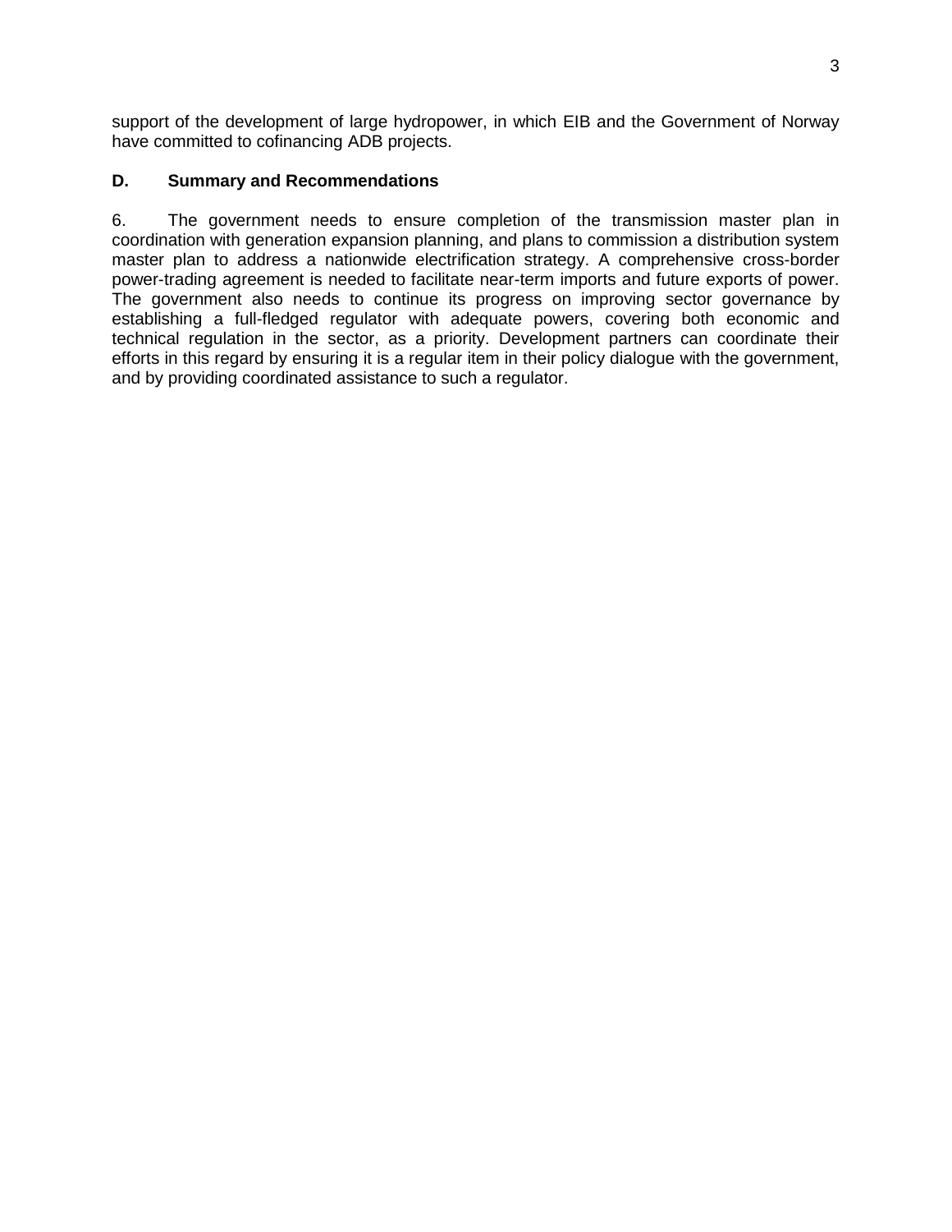support of the development of large hydropower, in which EIB and the Government of Norway have committed to cofinancing ADB projects.

### D. Summary and Recommendations

6. The government needs to ensure completion of the transmission master plan in coordination with generation expansion planning, and plans to commission a distribution system master plan to address a nationwide electrification strategy. A comprehensive cross-border power-trading agreement is needed to facilitate near-term imports and future exports of power. The government also needs to continue its progress on improving sector governance by establishing a full-fledged regulator with adequate powers, covering both economic and technical regulation in the sector, as a priority. Development partners can coordinate their efforts in this regard by ensuring it is a regular item in their policy dialogue with the government, and by providing coordinated assistance to such a regulator.